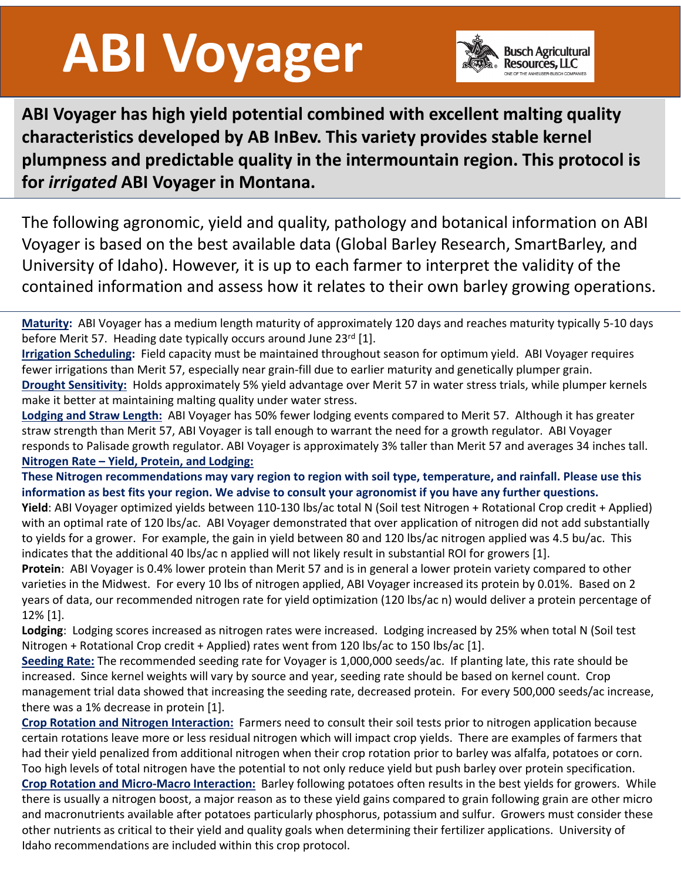# ABI Voyager

Busch Agricultural Resources, LLC

**ABI Voyager has high yield potential combined with excellent malting quality characteristics developed by AB InBev. This variety provides stable kernel plumpness and predictable quality in the intermountain region. This protocol is for *irrigated* ABI Voyager in Montana.**

The following agronomic, yield and quality, pathology and botanical information on ABI Voyager is based on the best available data (Global Barley Research, SmartBarley, and University of Idaho). However, it is up to each farmer to interpret the validity of the contained information and assess how it relates to their own barley growing operations.

**Maturity:** ABI Voyager has a medium length maturity of approximately 120 days and reaches maturity typically 5-10 days before Merit 57. Heading date typically occurs around June 23rd [1].

**Irrigation Scheduling:** Field capacity must be maintained throughout season for optimum yield. ABI Voyager requires fewer irrigations than Merit 57, especially near grain-fill due to earlier maturity and genetically plumper grain.

**Drought Sensitivity:** Holds approximately 5% yield advantage over Merit 57 in water stress trials, while plumper kernels make it better at maintaining malting quality under water stress.

**Lodging and Straw Length:** ABI Voyager has 50% fewer lodging events compared to Merit 57. Although it has greater straw strength than Merit 57, ABI Voyager is tall enough to warrant the need for a growth regulator. ABI Voyager responds to Palisade growth regulator. ABI Voyager is approximately 3% taller than Merit 57 and averages 34 inches tall.

**Nitrogen Rate – Yield, Protein, and Lodging:**

**These Nitrogen recommendations may vary region to region with soil type, temperature, and rainfall. Please use this information as best fits your region. We advise to consult your agronomist if you have any further questions.**

**Yield**: ABI Voyager optimized yields between 110-130 lbs/ac total N (Soil test Nitrogen + Rotational Crop credit + Applied) with an optimal rate of 120 lbs/ac. ABI Voyager demonstrated that over application of nitrogen did not add substantially to yields for a grower. For example, the gain in yield between 80 and 120 lbs/ac nitrogen applied was 4.5 bu/ac. This indicates that the additional 40 lbs/ac n applied will not likely result in substantial ROI for growers [1].

**Protein**: ABI Voyager is 0.4% lower protein than Merit 57 and is in general a lower protein variety compared to other varieties in the Midwest. For every 10 lbs of nitrogen applied, ABI Voyager increased its protein by 0.01%. Based on 2 years of data, our recommended nitrogen rate for yield optimization (120 lbs/ac n) would deliver a protein percentage of 12% [1].

**Lodging**: Lodging scores increased as nitrogen rates were increased. Lodging increased by 25% when total N (Soil test Nitrogen + Rotational Crop credit + Applied) rates went from 120 lbs/ac to 150 lbs/ac [1].

**Seeding Rate:** The recommended seeding rate for Voyager is 1,000,000 seeds/ac. If planting late, this rate should be increased. Since kernel weights will vary by source and year, seeding rate should be based on kernel count. Crop management trial data showed that increasing the seeding rate, decreased protein. For every 500,000 seeds/ac increase, there was a 1% decrease in protein [1].

**Crop Rotation and Nitrogen Interaction:** Farmers need to consult their soil tests prior to nitrogen application because certain rotations leave more or less residual nitrogen which will impact crop yields. There are examples of farmers that had their yield penalized from additional nitrogen when their crop rotation prior to barley was alfalfa, potatoes or corn. Too high levels of total nitrogen have the potential to not only reduce yield but push barley over protein specification.

**Crop Rotation and Micro-Macro Interaction:** Barley following potatoes often results in the best yields for growers. While there is usually a nitrogen boost, a major reason as to these yield gains compared to grain following grain are other micro and macronutrients available after potatoes particularly phosphorus, potassium and sulfur. Growers must consider these other nutrients as critical to their yield and quality goals when determining their fertilizer applications. University of Idaho recommendations are included within this crop protocol.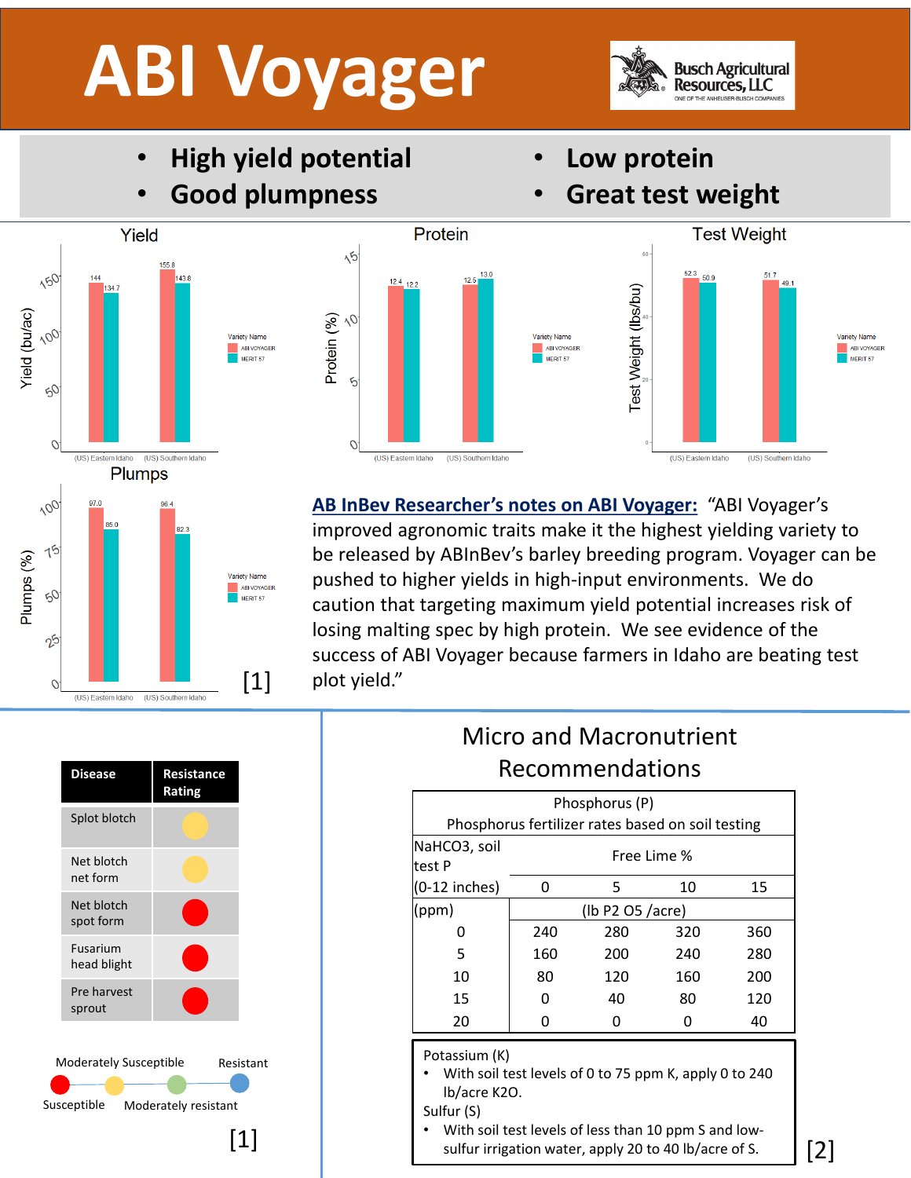# ABI Voyager

Busch Agricultural Resources, LLC — ONE OF THE ANHEUSER-BUSCH COMPANIES

- **High yield potential**
- **Good plumpness**
- **Low protein**
- **Great test weight**

## Yield

| Location | ABI VOYAGER | MERIT 57 |
|---|---|---|
| (US) Eastern Idaho | 144 | 134.7 |
| (US) Southern Idaho | 155.8 | 143.8 |

## Protein

| Location | ABI VOYAGER | MERIT 57 |
|---|---|---|
| (US) Eastern Idaho | 12.4 | 12.2 |
| (US) Southern Idaho | 12.5 | 13.0 |

## Test Weight

| Location | ABI VOYAGER | MERIT 57 |
|---|---|---|
| (US) Eastern Idaho | 52.3 | 50.9 |
| (US) Southern Idaho | 51.7 | 49.1 |

## Plumps

| Location | ABI VOYAGER | MERIT 57 |
|---|---|---|
| (US) Eastern Idaho | 97.0 | 85.0 |
| (US) Southern Idaho | 96.4 | 82.3 |

[1]

**AB InBev Researcher's notes on ABI Voyager:** "ABI Voyager's improved agronomic traits make it the highest yielding variety to be released by ABInBev's barley breeding program. Voyager can be pushed to higher yields in high-input environments. We do caution that targeting maximum yield potential increases risk of losing malting spec by high protein. We see evidence of the success of ABI Voyager because farmers in Idaho are beating test plot yield."

| Disease | Resistance Rating |
|---|---|
| Splot blotch | Moderately Susceptible |
| Net blotch net form | Moderately Susceptible |
| Net blotch spot form | Susceptible |
| Fusarium head blight | Susceptible |
| Pre harvest sprout | Susceptible |

Scale: Susceptible — Moderately Susceptible — Moderately resistant — Resistant

[1]

## Micro and Macronutrient Recommendations

Phosphorus (P)
Phosphorus fertilizer rates based on soil testing

| NaHCO3, soil test P (0-12 inches) (ppm) | Free Lime % 0 | 5 | 10 | 15 |
|---|---|---|---|---|
| | (lb P2 O5 /acre) | | | |
| 0 | 240 | 280 | 320 | 360 |
| 5 | 160 | 200 | 240 | 280 |
| 10 | 80 | 120 | 160 | 200 |
| 15 | 0 | 40 | 80 | 120 |
| 20 | 0 | 0 | 0 | 40 |

Potassium (K)
- With soil test levels of 0 to 75 ppm K, apply 0 to 240 lb/acre K2O.

Sulfur (S)
- With soil test levels of less than 10 ppm S and low-sulfur irrigation water, apply 20 to 40 lb/acre of S.

[2]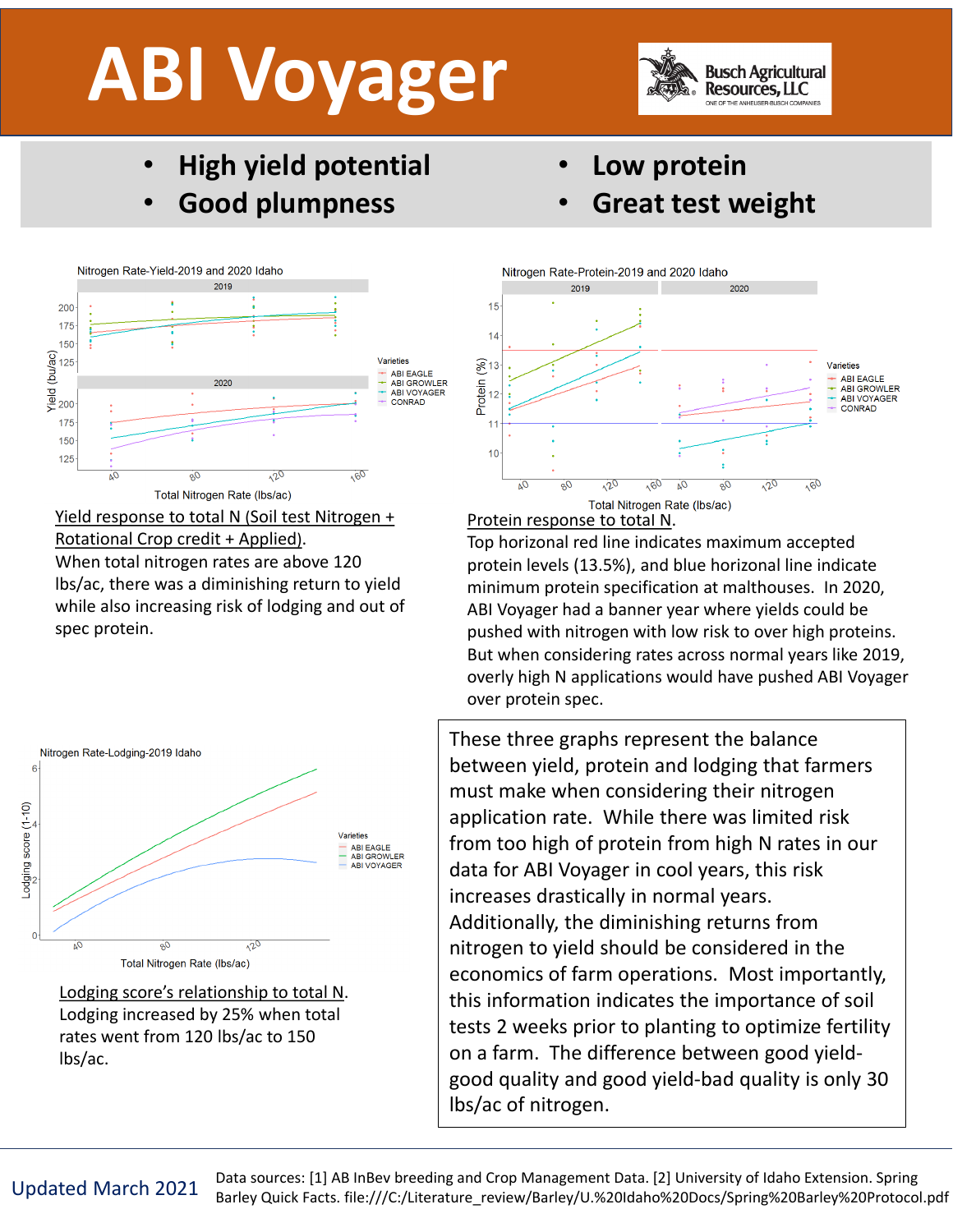# ABI Voyager

Busch Agricultural Resources, LLC
ONE OF THE ANHEUSER-BUSCH COMPANIES

- **High yield potential**
- **Good plumpness**
- **Low protein**
- **Great test weight**

Nitrogen Rate-Yield-2019 and 2020 Idaho

2019

2020

Yield (bu/ac)

200
175
150
125

40 80 120 160

Total Nitrogen Rate (lbs/ac)

Varieties
ABI EAGLE
ABI GROWLER
ABI VOYAGER
CONRAD

Yield response to total N (Soil test Nitrogen + Rotational Crop credit + Applied).
When total nitrogen rates are above 120 lbs/ac, there was a diminishing return to yield while also increasing risk of lodging and out of spec protein.

Nitrogen Rate-Protein-2019 and 2020 Idaho

2019

2020

Protein (%)

15
14
13
12
11
10

40 80 120 160

Total Nitrogen Rate (lbs/ac)

Varieties
ABI EAGLE
ABI GROWLER
ABI VOYAGER
CONRAD

Protein response to total N.
Top horizonal red line indicates maximum accepted protein levels (13.5%), and blue horizonal line indicate minimum protein specification at malthouses. In 2020, ABI Voyager had a banner year where yields could be pushed with nitrogen with low risk to over high proteins. But when considering rates across normal years like 2019, overly high N applications would have pushed ABI Voyager over protein spec.

Nitrogen Rate-Lodging-2019 Idaho

Lodging score (1-10)

6
4
2
0

40 80 120

Total Nitrogen Rate (lbs/ac)

Varieties
ABI EAGLE
ABI GROWLER
ABI VOYAGER

Lodging score's relationship to total N.
Lodging increased by 25% when total rates went from 120 lbs/ac to 150 lbs/ac.

These three graphs represent the balance between yield, protein and lodging that farmers must make when considering their nitrogen application rate. While there was limited risk from too high of protein from high N rates in our data for ABI Voyager in cool years, this risk increases drastically in normal years. Additionally, the diminishing returns from nitrogen to yield should be considered in the economics of farm operations. Most importantly, this information indicates the importance of soil tests 2 weeks prior to planting to optimize fertility on a farm. The difference between good yield-good quality and good yield-bad quality is only 30 lbs/ac of nitrogen.

Updated March 2021

Data sources: [1] AB InBev breeding and Crop Management Data. [2] University of Idaho Extension. Spring Barley Quick Facts. file:///C:/Literature_review/Barley/U.%20Idaho%20Docs/Spring%20Barley%20Protocol.pdf